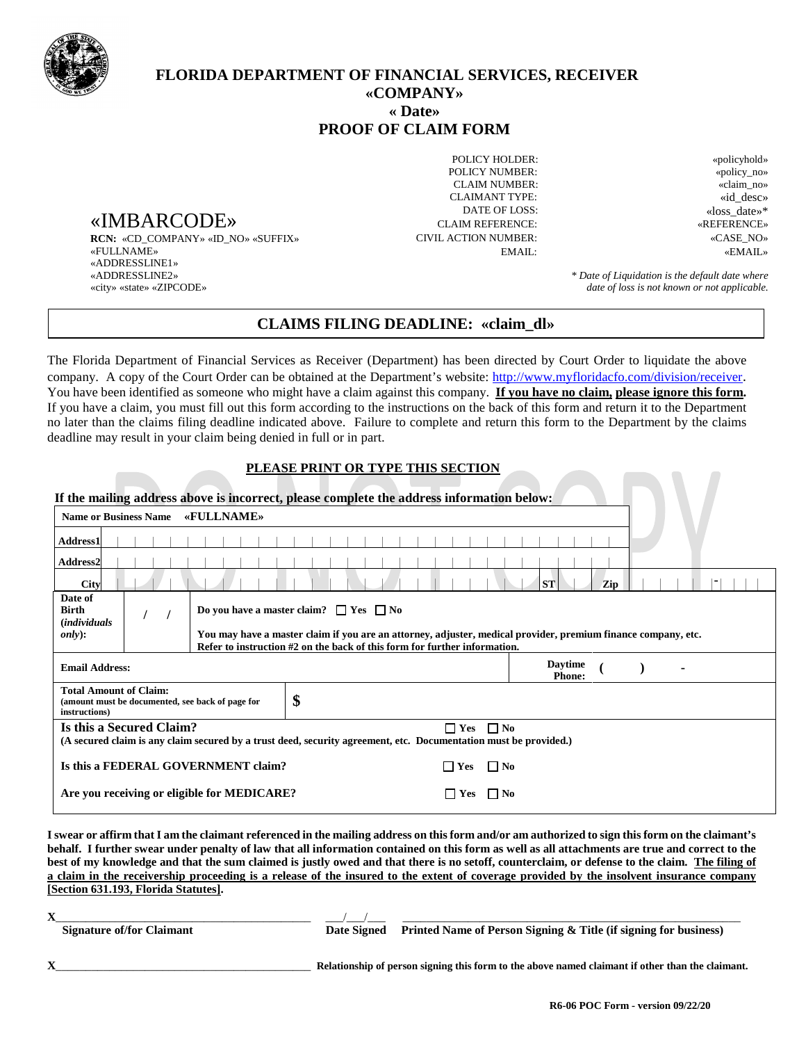# FLORIDA DEPARTMENT OF FINANCIAL SERVICES, RECEIVER

## «COMPANY»

## « Date»

## PROOF OF CLAIM FORM

«IMBARCODE»

**RCN:** «CD_COMPANY» «ID_NO» «SUFFIX»
«FULLNAME»
«ADDRESSLINE1»
«ADDRESSLINE2»
«city» «state» «ZIPCODE»

| | |
|---|---|
| POLICY HOLDER: | «policyhold» |
| POLICY NUMBER: | «policy_no» |
| CLAIM NUMBER: | «claim_no» |
| CLAIMANT TYPE: | «id_desc» |
| DATE OF LOSS: | «loss_date»* |
| CLAIM REFERENCE: | «REFERENCE» |
| CIVIL ACTION NUMBER: | «CASE_NO» |
| EMAIL: | «EMAIL» |

*\* Date of Liquidation is the default date where date of loss is not known or not applicable.*

**CLAIMS FILING DEADLINE: «claim_dl»**

The Florida Department of Financial Services as Receiver (Department) has been directed by Court Order to liquidate the above company. A copy of the Court Order can be obtained at the Department's website: http://www.myfloridacfo.com/division/receiver. You have been identified as someone who might have a claim against this company. **If you have no claim, please ignore this form.** If you have a claim, you must fill out this form according to the instructions on the back of this form and return it to the Department no later than the claims filing deadline indicated above. Failure to complete and return this form to the Department by the claims deadline may result in your claim being denied in full or in part.

**PLEASE PRINT OR TYPE THIS SECTION**

**If the mailing address above is incorrect, please complete the address information below:**

| | | | |
|---|---|---|---|
| **Name or Business Name** «FULLNAME» | | | |
| **Address1** | | | |
| **Address2** | | | |
| **City** | | **ST** | **Zip** - |
| **Date of Birth (*individuals only*):** / / | **Do you have a master claim?** ☐ Yes ☐ No<br>**You may have a master claim if you are an attorney, adjuster, medical provider, premium finance company, etc. Refer to instruction #2 on the back of this form for further information.** | | |
| **Email Address:** | | **Daytime Phone:** | ( ) - |
| **Total Amount of Claim:** (amount must be documented, see back of page for instructions) | $ | | |
| **Is this a Secured Claim?** ☐ Yes ☐ No<br>**(A secured claim is any claim secured by a trust deed, security agreement, etc. Documentation must be provided.)** | | | |
| **Is this a FEDERAL GOVERNMENT claim?** ☐ Yes ☐ No | | | |
| **Are you receiving or eligible for MEDICARE?** ☐ Yes ☐ No | | | |

**I swear or affirm that I am the claimant referenced in the mailing address on this form and/or am authorized to sign this form on the claimant's behalf. I further swear under penalty of law that all information contained on this form as well as all attachments are true and correct to the best of my knowledge and that the sum claimed is justly owed and that there is no setoff, counterclaim, or defense to the claim. The filing of a claim in the receivership proceeding is a release of the insured to the extent of coverage provided by the insolvent insurance company [Section 631.193, Florida Statutes].**

**X**\_\_\_\_\_\_\_\_\_\_\_\_\_\_\_\_\_\_\_\_\_\_\_\_\_\_\_\_\_\_\_\_\_\_ \_\_\_/\_\_\_/\_\_\_ \_\_\_\_\_\_\_\_\_\_\_\_\_\_\_\_\_\_\_\_\_\_\_\_\_\_\_\_\_\_\_\_\_\_\_\_\_\_\_\_
**Signature of/for Claimant** **Date Signed** **Printed Name of Person Signing & Title (if signing for business)**

**X**\_\_\_\_\_\_\_\_\_\_\_\_\_\_\_\_\_\_\_\_\_\_\_\_\_\_\_\_\_\_\_\_\_\_ **Relationship of person signing this form to the above named claimant if other than the claimant.**

**R6-06 POC Form - version 09/22/20**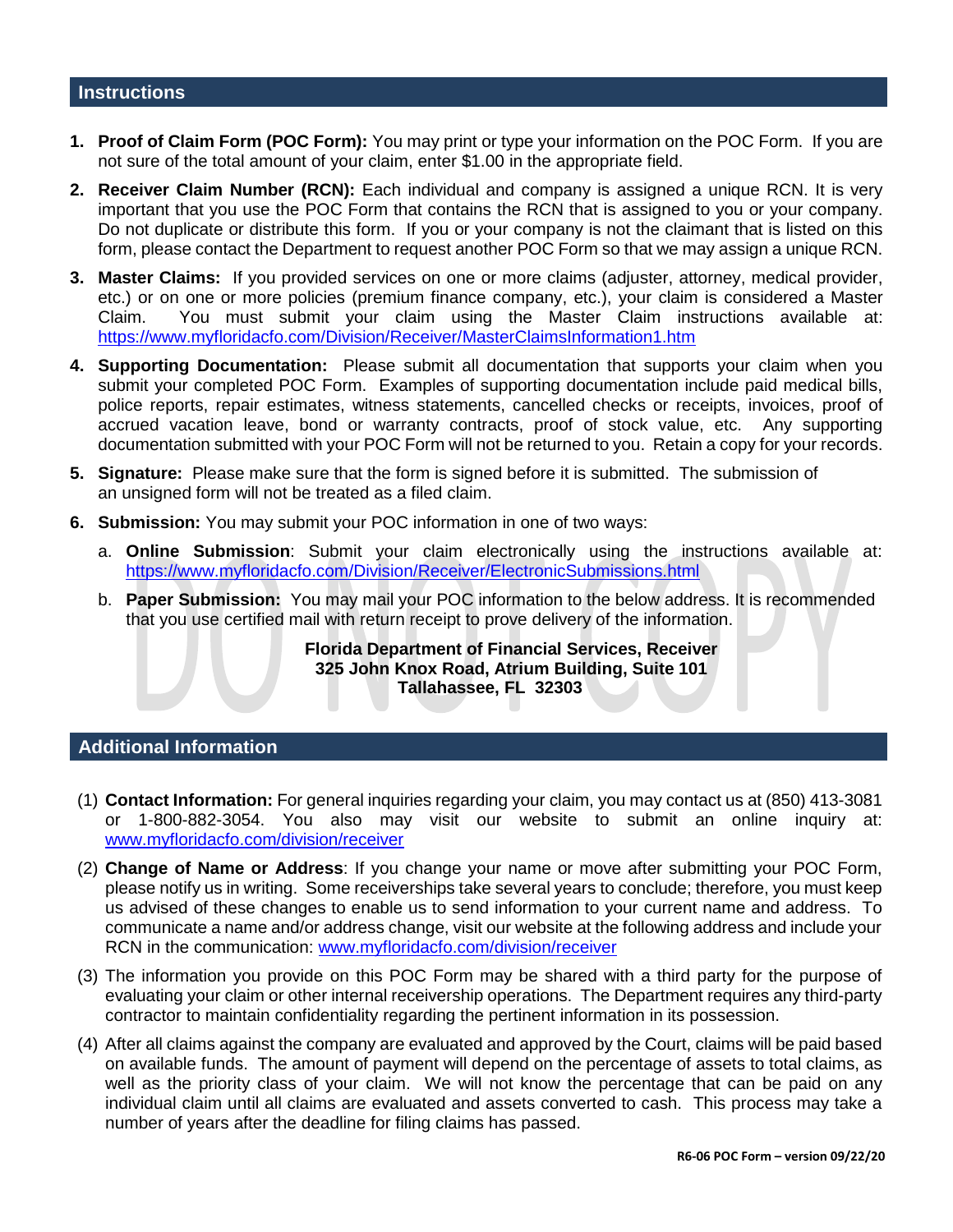## Instructions

1. **Proof of Claim Form (POC Form):** You may print or type your information on the POC Form. If you are not sure of the total amount of your claim, enter $1.00 in the appropriate field.
2. **Receiver Claim Number (RCN):** Each individual and company is assigned a unique RCN. It is very important that you use the POC Form that contains the RCN that is assigned to you or your company. Do not duplicate or distribute this form. If you or your company is not the claimant that is listed on this form, please contact the Department to request another POC Form so that we may assign a unique RCN.
3. **Master Claims:** If you provided services on one or more claims (adjuster, attorney, medical provider, etc.) or on one or more policies (premium finance company, etc.), your claim is considered a Master Claim. You must submit your claim using the Master Claim instructions available at: https://www.myfloridacfo.com/Division/Receiver/MasterClaimsInformation1.htm
4. **Supporting Documentation:** Please submit all documentation that supports your claim when you submit your completed POC Form. Examples of supporting documentation include paid medical bills, police reports, repair estimates, witness statements, cancelled checks or receipts, invoices, proof of accrued vacation leave, bond or warranty contracts, proof of stock value, etc. Any supporting documentation submitted with your POC Form will not be returned to you. Retain a copy for your records.
5. **Signature:** Please make sure that the form is signed before it is submitted. The submission of an unsigned form will not be treated as a filed claim.
6. **Submission:** You may submit your POC information in one of two ways:
   a. **Online Submission**: Submit your claim electronically using the instructions available at: https://www.myfloridacfo.com/Division/Receiver/ElectronicSubmissions.html
   b. **Paper Submission:** You may mail your POC information to the below address. It is recommended that you use certified mail with return receipt to prove delivery of the information.

**Florida Department of Financial Services, Receiver**
**325 John Knox Road, Atrium Building, Suite 101**
**Tallahassee, FL 32303**

## Additional Information

(1) **Contact Information:** For general inquiries regarding your claim, you may contact us at (850) 413-3081 or 1-800-882-3054. You also may visit our website to submit an online inquiry at: www.myfloridacfo.com/division/receiver

(2) **Change of Name or Address**: If you change your name or move after submitting your POC Form, please notify us in writing. Some receiverships take several years to conclude; therefore, you must keep us advised of these changes to enable us to send information to your current name and address. To communicate a name and/or address change, visit our website at the following address and include your RCN in the communication: www.myfloridacfo.com/division/receiver

(3) The information you provide on this POC Form may be shared with a third party for the purpose of evaluating your claim or other internal receivership operations. The Department requires any third-party contractor to maintain confidentiality regarding the pertinent information in its possession.

(4) After all claims against the company are evaluated and approved by the Court, claims will be paid based on available funds. The amount of payment will depend on the percentage of assets to total claims, as well as the priority class of your claim. We will not know the percentage that can be paid on any individual claim until all claims are evaluated and assets converted to cash. This process may take a number of years after the deadline for filing claims has passed.

**R6-06 POC Form – version 09/22/20**